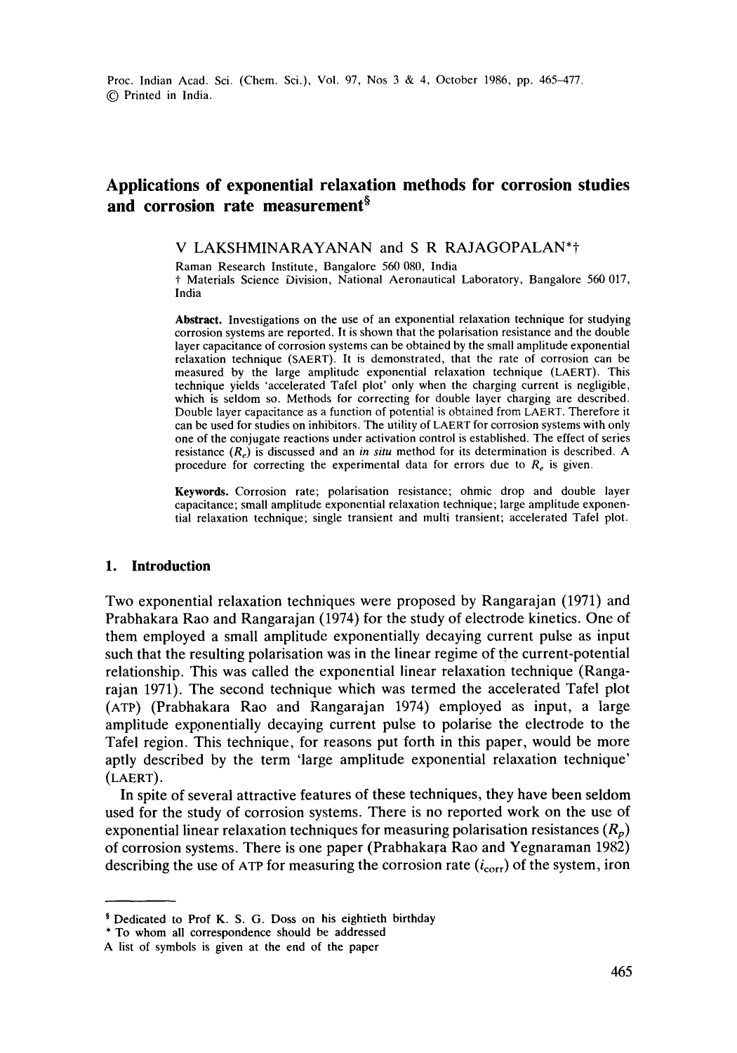# Applications of exponential relaxation methods for corrosion studies and corrosion rate measurement[§]

V LAKSHMINARAYANAN and S R RAJAGOPALAN*†

Raman Research Institute, Bangalore 560 080, India

† Materials Science Division, National Aeronautical Laboratory, Bangalore 560 017, India

**Abstract.** Investigations on the use of an exponential relaxation technique for studying corrosion systems are reported. It is shown that the polarisation resistance and the double layer capacitance of corrosion systems can be obtained by the small amplitude exponential relaxation technique (SAERT). It is demonstrated, that the rate of corrosion can be measured by the large amplitude exponential relaxation technique (LAERT). This technique yields 'accelerated Tafel plot' only when the charging current is negligible, which is seldom so. Methods for correcting for double layer charging are described. Double layer capacitance as a function of potential is obtained from LAERT. Therefore it can be used for studies on inhibitors. The utility of LAERT for corrosion systems with only one of the conjugate reactions under activation control is established. The effect of series resistance ($R_e$) is discussed and an *in situ* method for its determination is described. A procedure for correcting the experimental data for errors due to $R_e$ is given.

**Keywords.** Corrosion rate; polarisation resistance; ohmic drop and double layer capacitance; small amplitude exponential relaxation technique; large amplitude exponential relaxation technique; single transient and multi transient; accelerated Tafel plot.

## 1. Introduction

Two exponential relaxation techniques were proposed by Rangarajan (1971) and Prabhakara Rao and Rangarajan (1974) for the study of electrode kinetics. One of them employed a small amplitude exponentially decaying current pulse as input such that the resulting polarisation was in the linear regime of the current-potential relationship. This was called the exponential linear relaxation technique (Rangarajan 1971). The second technique which was termed the accelerated Tafel plot (ATP) (Prabhakara Rao and Rangarajan 1974) employed as input, a large amplitude exponentially decaying current pulse to polarise the electrode to the Tafel region. This technique, for reasons put forth in this paper, would be more aptly described by the term 'large amplitude exponential relaxation technique' (LAERT).

In spite of several attractive features of these techniques, they have been seldom used for the study of corrosion systems. There is no reported work on the use of exponential linear relaxation techniques for measuring polarisation resistances ($R_p$) of corrosion systems. There is one paper (Prabhakara Rao and Yegnaraman 1982) describing the use of ATP for measuring the corrosion rate ($i_{corr}$) of the system, iron

---

§ Dedicated to Prof K. S. G. Doss on his eightieth birthday

\* To whom all correspondence should be addressed

A list of symbols is given at the end of the paper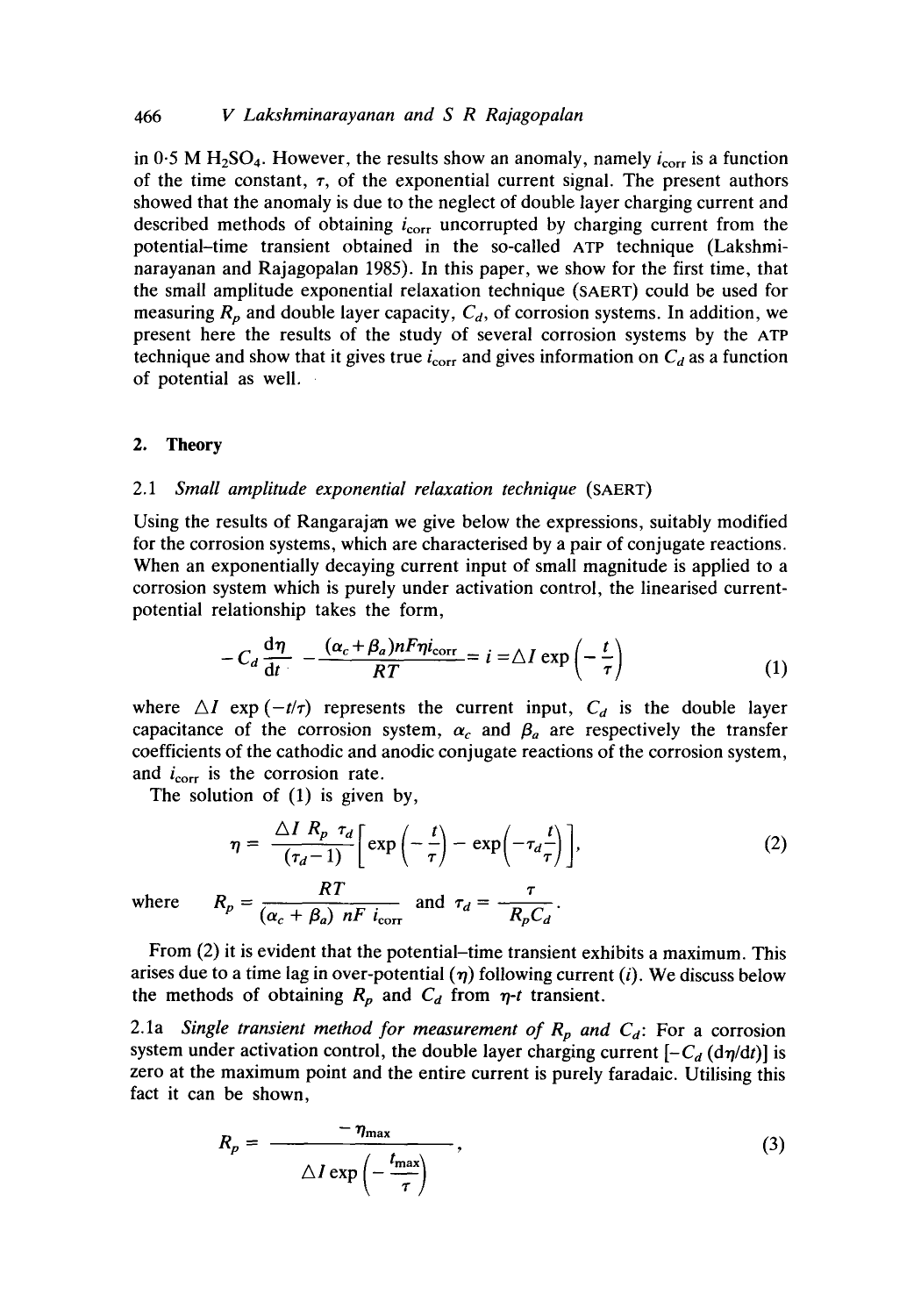in 0·5 M $H_2SO_4$. However, the results show an anomaly, namely $i_{corr}$ is a function of the time constant, $\tau$, of the exponential current signal. The present authors showed that the anomaly is due to the neglect of double layer charging current and described methods of obtaining $i_{corr}$ uncorrupted by charging current from the potential–time transient obtained in the so-called ATP technique (Lakshminarayanan and Rajagopalan 1985). In this paper, we show for the first time, that the small amplitude exponential relaxation technique (SAERT) could be used for measuring $R_p$ and double layer capacity, $C_d$, of corrosion systems. In addition, we present here the results of the study of several corrosion systems by the ATP technique and show that it gives true $i_{corr}$ and gives information on $C_d$ as a function of potential as well.

## 2. Theory

### 2.1 *Small amplitude exponential relaxation technique* (SAERT)

Using the results of Rangarajan we give below the expressions, suitably modified for the corrosion systems, which are characterised by a pair of conjugate reactions. When an exponentially decaying current input of small magnitude is applied to a corrosion system which is purely under activation control, the linearised current-potential relationship takes the form,

$$-C_d \frac{\mathrm{d}\eta}{\mathrm{d}t} - \frac{(\alpha_c + \beta_a) nF \eta i_{corr}}{RT} = i = \Delta I \exp\left(-\frac{t}{\tau}\right) \tag{1}$$

where $\Delta I \exp(-t/\tau)$ represents the current input, $C_d$ is the double layer capacitance of the corrosion system, $\alpha_c$ and $\beta_a$ are respectively the transfer coefficients of the cathodic and anodic conjugate reactions of the corrosion system, and $i_{corr}$ is the corrosion rate.

The solution of (1) is given by,

$$\eta = \frac{\Delta I\, R_p\, \tau_d}{(\tau_d - 1)}\left[\exp\left(-\frac{t}{\tau}\right) - \exp\left(-\tau_d \frac{t}{\tau}\right)\right], \tag{2}$$

where $R_p = \dfrac{RT}{(\alpha_c + \beta_a)\, nF\, i_{corr}}$ and $\tau_d = \dfrac{\tau}{R_p C_d}$.

From (2) it is evident that the potential–time transient exhibits a maximum. This arises due to a time lag in over-potential ($\eta$) following current ($i$). We discuss below the methods of obtaining $R_p$ and $C_d$ from $\eta$-$t$ transient.

2.1a *Single transient method for measurement of $R_p$ and $C_d$*: For a corrosion system under activation control, the double layer charging current $[-C_d(\mathrm{d}\eta/\mathrm{d}t)]$ is zero at the maximum point and the entire current is purely faradaic. Utilising this fact it can be shown,

$$R_p = \frac{-\eta_{max}}{\Delta I \exp\left(-\dfrac{t_{max}}{\tau}\right)}, \tag{3}$$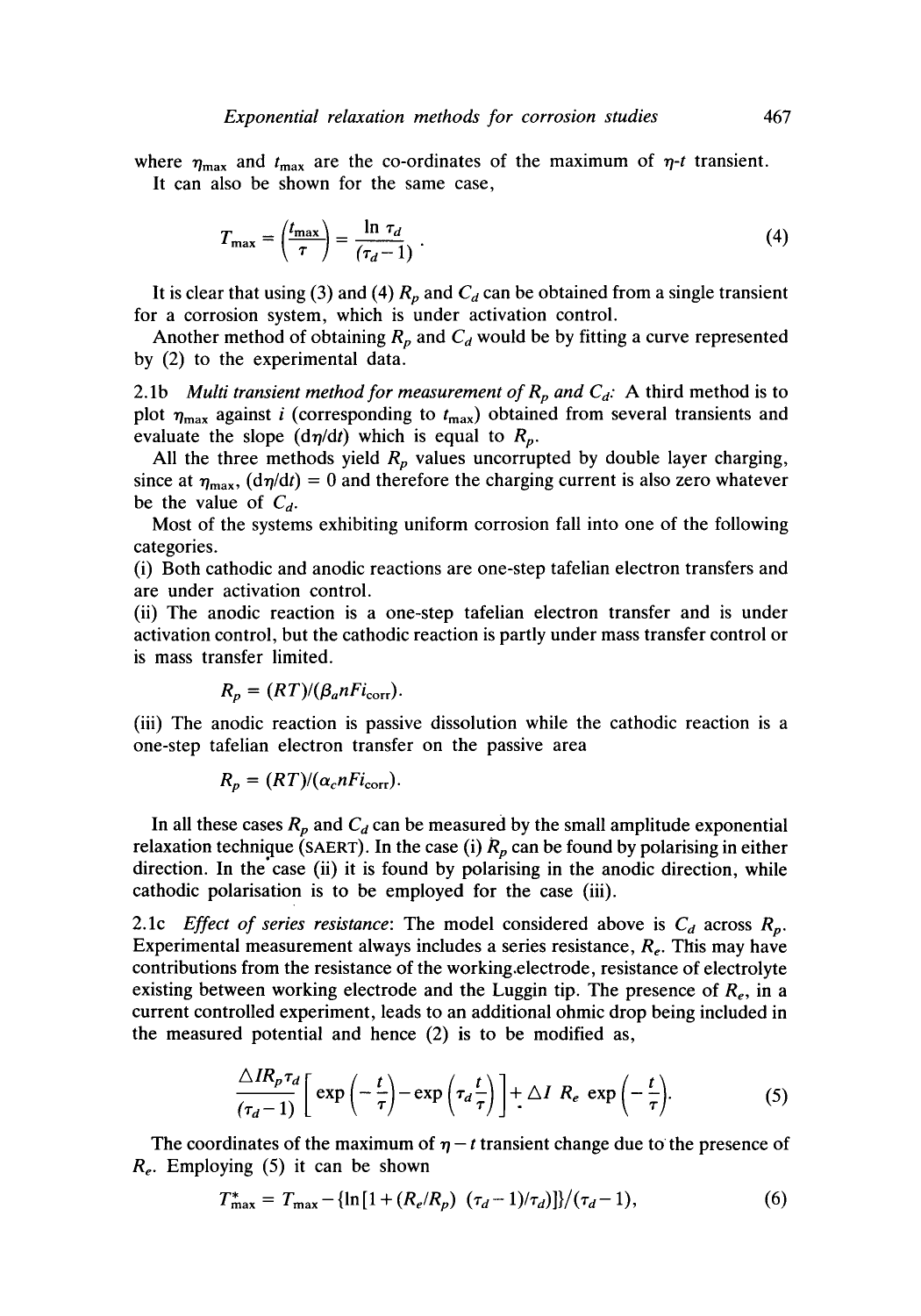where $\eta_{max}$ and $t_{max}$ are the co-ordinates of the maximum of $\eta$-$t$ transient.

It can also be shown for the same case,

$$T_{max} = \left(\frac{t_{max}}{\tau}\right) = \frac{\ln \tau_d}{(\tau_d - 1)} . \tag{4}$$

It is clear that using (3) and (4) $R_p$ and $C_d$ can be obtained from a single transient for a corrosion system, which is under activation control.

Another method of obtaining $R_p$ and $C_d$ would be by fitting a curve represented by (2) to the experimental data.

2.1b *Multi transient method for measurement of $R_p$ and $C_d$:* A third method is to plot $\eta_{max}$ against $i$ (corresponding to $t_{max}$) obtained from several transients and evaluate the slope $(d\eta/dt)$ which is equal to $R_p$.

All the three methods yield $R_p$ values uncorrupted by double layer charging, since at $\eta_{max}$, $(d\eta/dt) = 0$ and therefore the charging current is also zero whatever be the value of $C_d$.

Most of the systems exhibiting uniform corrosion fall into one of the following categories.

(i) Both cathodic and anodic reactions are one-step tafelian electron transfers and are under activation control.

(ii) The anodic reaction is a one-step tafelian electron transfer and is under activation control, but the cathodic reaction is partly under mass transfer control or is mass transfer limited.

$$R_p = (RT)/(\beta_a n F i_{corr}).$$

(iii) The anodic reaction is passive dissolution while the cathodic reaction is a one-step tafelian electron transfer on the passive area

$$R_p = (RT)/(\alpha_c n F i_{corr}).$$

In all these cases $R_p$ and $C_d$ can be measured by the small amplitude exponential relaxation technique (SAERT). In the case (i) $R_p$ can be found by polarising in either direction. In the case (ii) it is found by polarising in the anodic direction, while cathodic polarisation is to be employed for the case (iii).

2.1c *Effect of series resistance*: The model considered above is $C_d$ across $R_p$. Experimental measurement always includes a series resistance, $R_e$. This may have contributions from the resistance of the working electrode, resistance of electrolyte existing between working electrode and the Luggin tip. The presence of $R_e$, in a current controlled experiment, leads to an additional ohmic drop being included in the measured potential and hence (2) is to be modified as,

$$\frac{\Delta I R_p \tau_d}{(\tau_d - 1)} \left[ \exp\left(-\frac{t}{\tau}\right) - \exp\left(\tau_d \frac{t}{\tau}\right) \right] + \Delta I \ R_e \ \exp\left(-\frac{t}{\tau}\right). \tag{5}$$

The coordinates of the maximum of $\eta - t$ transient change due to the presence of $R_e$. Employing (5) it can be shown

$$T^*_{max} = T_{max} - \{\ln[1 + (R_e/R_p)\ (\tau_d - 1)/\tau_d)]\}/(\tau_d - 1), \tag{6}$$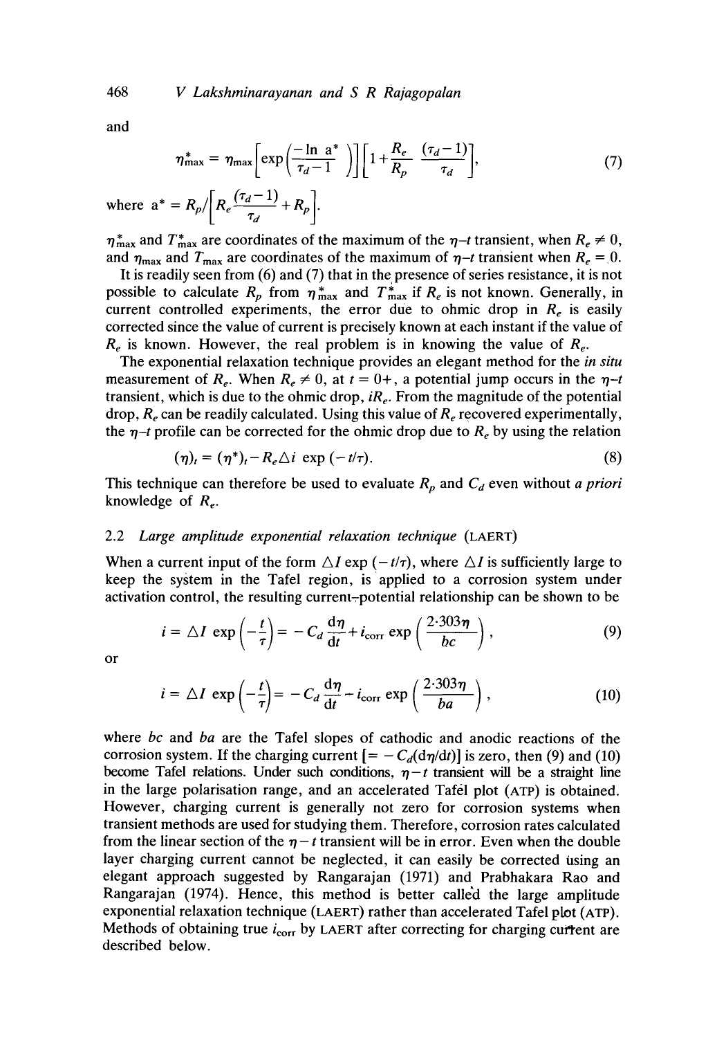and

$$\eta^*_{\max} = \eta_{\max}\left[\exp\left(\frac{-\ln a^*}{\tau_d - 1}\right)\right]\left[1 + \frac{R_e}{R_p}\,\frac{(\tau_d - 1)}{\tau_d}\right], \tag{7}$$

where $a^* = R_p \Big/ \left[R_e \dfrac{(\tau_d - 1)}{\tau_d} + R_p\right]$.

$\eta^*_{\max}$ and $T^*_{\max}$ are coordinates of the maximum of the $\eta$–$t$ transient, when $R_e \neq 0$, and $\eta_{\max}$ and $T_{\max}$ are coordinates of the maximum of $\eta$–$t$ transient when $R_e = 0$.

It is readily seen from (6) and (7) that in the presence of series resistance, it is not possible to calculate $R_p$ from $\eta^*_{\max}$ and $T^*_{\max}$ if $R_e$ is not known. Generally, in current controlled experiments, the error due to ohmic drop in $R_e$ is easily corrected since the value of current is precisely known at each instant if the value of $R_e$ is known. However, the real problem is in knowing the value of $R_e$.

The exponential relaxation technique provides an elegant method for the *in situ* measurement of $R_e$. When $R_e \neq 0$, at $t = 0+$, a potential jump occurs in the $\eta$–$t$ transient, which is due to the ohmic drop, $iR_e$. From the magnitude of the potential drop, $R_e$ can be readily calculated. Using this value of $R_e$ recovered experimentally, the $\eta$–$t$ profile can be corrected for the ohmic drop due to $R_e$ by using the relation

$$(\eta)_t = (\eta^*)_t - R_e \Delta i \exp(-t/\tau). \tag{8}$$

This technique can therefore be used to evaluate $R_p$ and $C_d$ even without *a priori* knowledge of $R_e$.

### 2.2 *Large amplitude exponential relaxation technique* (LAERT)

When a current input of the form $\Delta I \exp(-t/\tau)$, where $\Delta I$ is sufficiently large to keep the system in the Tafel region, is applied to a corrosion system under activation control, the resulting current–potential relationship can be shown to be

$$i = \Delta I \exp\left(-\frac{t}{\tau}\right) = -C_d \frac{d\eta}{dt} + i_{\text{corr}} \exp\left(\frac{2{\cdot}303\eta}{bc}\right), \tag{9}$$

or

$$i = \Delta I \exp\left(-\frac{t}{\tau}\right) = -C_d \frac{d\eta}{dt} - i_{\text{corr}} \exp\left(\frac{2{\cdot}303\eta}{ba}\right), \tag{10}$$

where $bc$ and $ba$ are the Tafel slopes of cathodic and anodic reactions of the corrosion system. If the charging current $[= -C_d(d\eta/dt)]$ is zero, then (9) and (10) become Tafel relations. Under such conditions, $\eta - t$ transient will be a straight line in the large polarisation range, and an accelerated Tafel plot (ATP) is obtained. However, charging current is generally not zero for corrosion systems when transient methods are used for studying them. Therefore, corrosion rates calculated from the linear section of the $\eta - t$ transient will be in error. Even when the double layer charging current cannot be neglected, it can easily be corrected using an elegant approach suggested by Rangarajan (1971) and Prabhakara Rao and Rangarajan (1974). Hence, this method is better called the large amplitude exponential relaxation technique (LAERT) rather than accelerated Tafel plot (ATP). Methods of obtaining true $i_{\text{corr}}$ by LAERT after correcting for charging current are described below.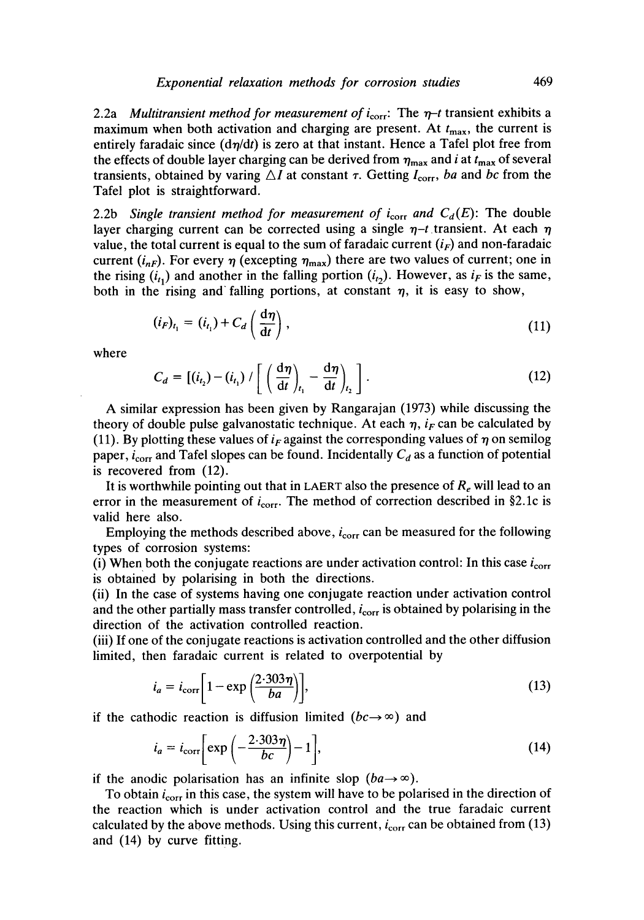2.2a *Multitransient method for measurement of $i_{corr}$*: The $\eta$–$t$ transient exhibits a maximum when both activation and charging are present. At $t_{max}$, the current is entirely faradaic since $(d\eta/dt)$ is zero at that instant. Hence a Tafel plot free from the effects of double layer charging can be derived from $\eta_{max}$ and $i$ at $t_{max}$ of several transients, obtained by varing $\triangle I$ at constant $\tau$. Getting $I_{corr}$, $ba$ and $bc$ from the Tafel plot is straightforward.

2.2b *Single transient method for measurement of $i_{corr}$ and $C_d(E)$*: The double layer charging current can be corrected using a single $\eta$–$t$ transient. At each $\eta$ value, the total current is equal to the sum of faradaic current ($i_F$) and non-faradaic current ($i_{nF}$). For every $\eta$ (excepting $\eta_{max}$) there are two values of current; one in the rising ($i_{t_1}$) and another in the falling portion ($i_{t_2}$). However, as $i_F$ is the same, both in the rising and falling portions, at constant $\eta$, it is easy to show,

$$(i_F)_{t_1} = (i_{t_1}) + C_d\left(\frac{d\eta}{dt}\right), \tag{11}$$

where

$$C_d = [(i_{t_2}) - (i_{t_1}) / \left[\left(\frac{d\eta}{dt}\right)_{t_1} - \frac{d\eta}{dt}\right)_{t_2}\right]. \tag{12}$$

A similar expression has been given by Rangarajan (1973) while discussing the theory of double pulse galvanostatic technique. At each $\eta$, $i_F$ can be calculated by (11). By plotting these values of $i_F$ against the corresponding values of $\eta$ on semilog paper, $i_{corr}$ and Tafel slopes can be found. Incidentally $C_d$ as a function of potential is recovered from (12).

It is worthwhile pointing out that in LAERT also the presence of $R_e$ will lead to an error in the measurement of $i_{corr}$. The method of correction described in §2.1c is valid here also.

Employing the methods described above, $i_{corr}$ can be measured for the following types of corrosion systems:

(i) When both the conjugate reactions are under activation control: In this case $i_{corr}$ is obtained by polarising in both the directions.

(ii) In the case of systems having one conjugate reaction under activation control and the other partially mass transfer controlled, $i_{corr}$ is obtained by polarising in the direction of the activation controlled reaction.

(iii) If one of the conjugate reactions is activation controlled and the other diffusion limited, then faradaic current is related to overpotential by

$$i_a = i_{corr}\left[1 - \exp\left(\frac{2{\cdot}303\eta}{ba}\right)\right], \tag{13}$$

if the cathodic reaction is diffusion limited ($bc \rightarrow \infty$) and

$$i_a = i_{corr}\left[\exp\left(-\frac{2{\cdot}303\eta}{bc}\right) - 1\right], \tag{14}$$

if the anodic polarisation has an infinite slop ($ba \rightarrow \infty$).

To obtain $i_{corr}$ in this case, the system will have to be polarised in the direction of the reaction which is under activation control and the true faradaic current calculated by the above methods. Using this current, $i_{corr}$ can be obtained from (13) and (14) by curve fitting.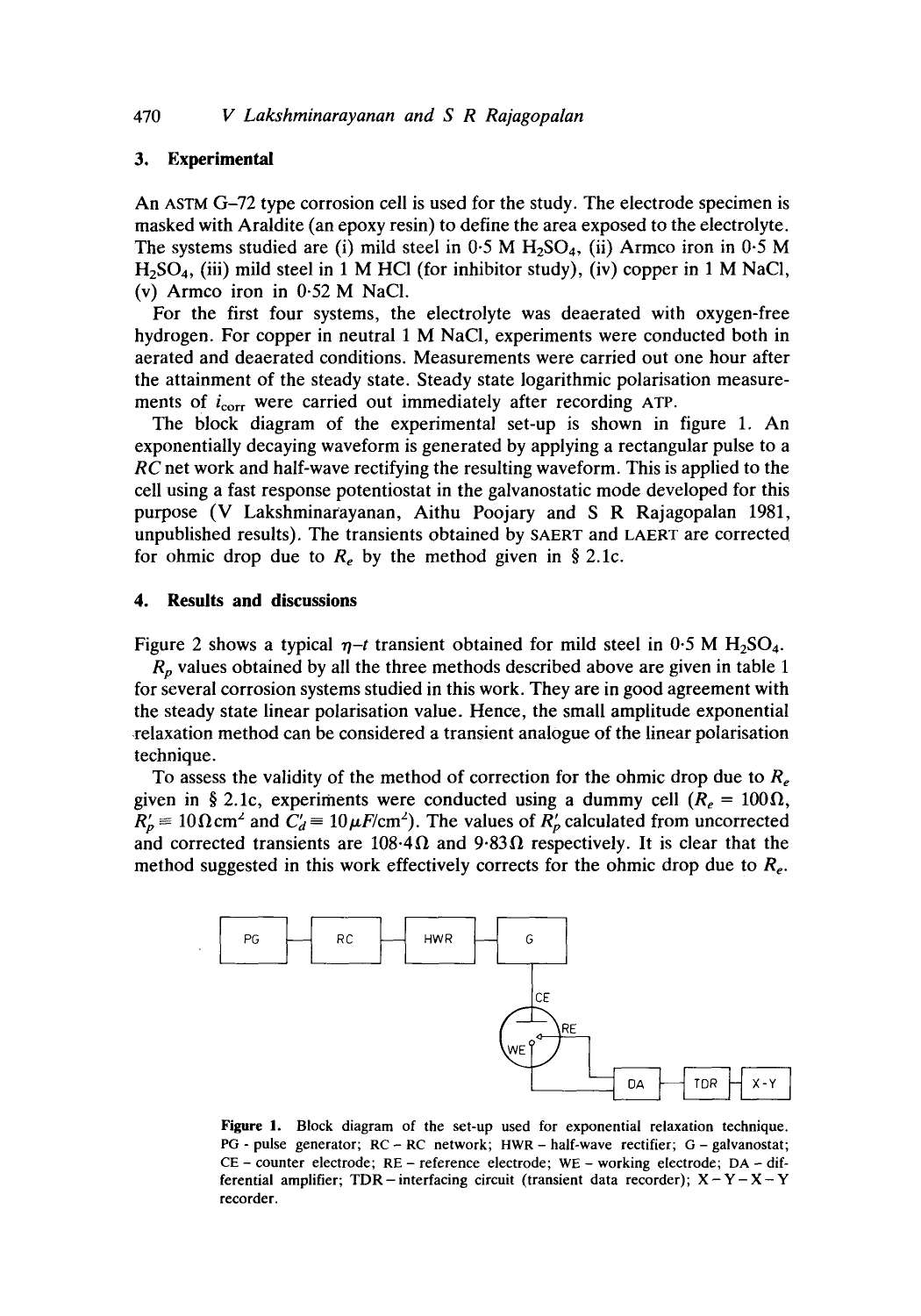## 3. Experimental

An ASTM G–72 type corrosion cell is used for the study. The electrode specimen is masked with Araldite (an epoxy resin) to define the area exposed to the electrolyte. The systems studied are (i) mild steel in 0·5 M $H_2SO_4$, (ii) Armco iron in 0·5 M $H_2SO_4$, (iii) mild steel in 1 M HCl (for inhibitor study), (iv) copper in 1 M NaCl, (v) Armco iron in 0·52 M NaCl.

For the first four systems, the electrolyte was deaerated with oxygen-free hydrogen. For copper in neutral 1 M NaCl, experiments were conducted both in aerated and deaerated conditions. Measurements were carried out one hour after the attainment of the steady state. Steady state logarithmic polarisation measurements of $i_{corr}$ were carried out immediately after recording ATP.

The block diagram of the experimental set-up is shown in figure 1. An exponentially decaying waveform is generated by applying a rectangular pulse to a $RC$ net work and half-wave rectifying the resulting waveform. This is applied to the cell using a fast response potentiostat in the galvanostatic mode developed for this purpose (V Lakshminarayanan, Aithu Poojary and S R Rajagopalan 1981, unpublished results). The transients obtained by SAERT and LAERT are corrected for ohmic drop due to $R_e$ by the method given in § 2.1c.

## 4. Results and discussions

Figure 2 shows a typical $\eta$–$t$ transient obtained for mild steel in 0·5 M $H_2SO_4$.

$R_p$ values obtained by all the three methods described above are given in table 1 for several corrosion systems studied in this work. They are in good agreement with the steady state linear polarisation value. Hence, the small amplitude exponential relaxation method can be considered a transient analogue of the linear polarisation technique.

To assess the validity of the method of correction for the ohmic drop due to $R_e$ given in § 2.1c, experiments were conducted using a dummy cell ($R_e = 100\,\Omega$, $R_p' \equiv 10\,\Omega\,\text{cm}^2$ and $C_d' \equiv 10\,\mu F/\text{cm}^2$). The values of $R_p'$ calculated from uncorrected and corrected transients are 108·4 Ω and 9·83 Ω respectively. It is clear that the method suggested in this work effectively corrects for the ohmic drop due to $R_e$.

**Figure 1.** Block diagram of the set-up used for exponential relaxation technique. PG - pulse generator; RC – RC network; HWR – half-wave rectifier; G – galvanostat; CE – counter electrode; RE – reference electrode; WE – working electrode; DA – differential amplifier; TDR – interfacing circuit (transient data recorder); X – Y – X – Y recorder.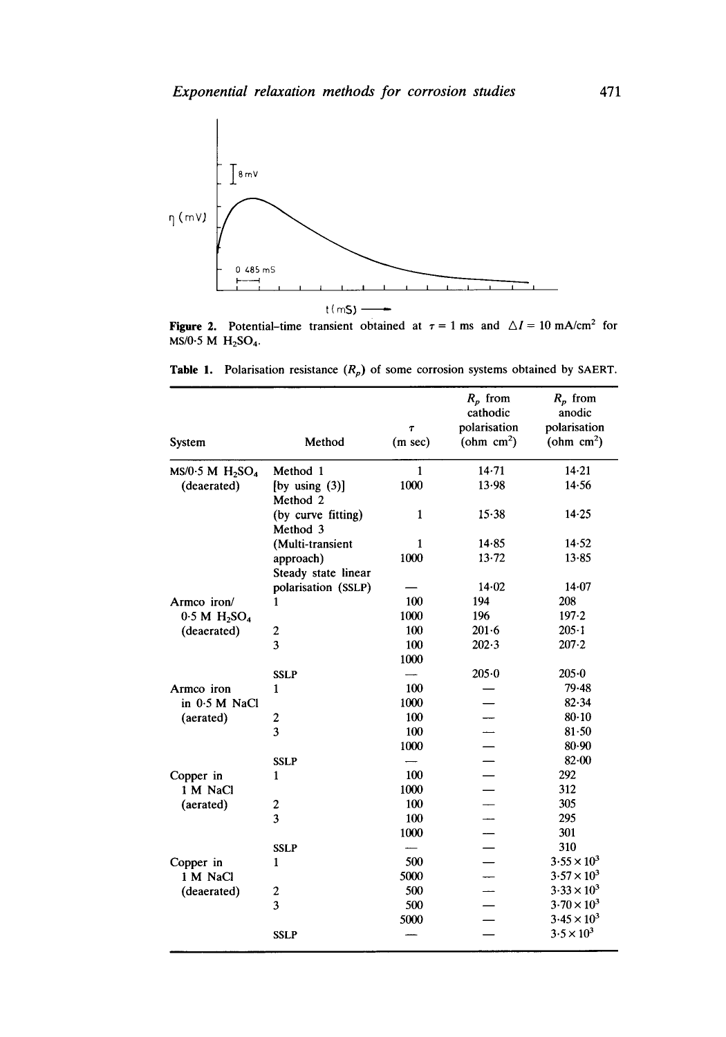**Figure 2.** Potential–time transient obtained at $\tau = 1$ ms and $\Delta I = 10$ mA/cm$^2$ for MS/0·5 M $H_2SO_4$.

**Table 1.** Polarisation resistance ($R_p$) of some corrosion systems obtained by SAERT.

| System | Method | $\tau$ (m sec) | $R_p$ from cathodic polarisation (ohm cm$^2$) | $R_p$ from anodic polarisation (ohm cm$^2$) |
|---|---|---|---|---|
| MS/0·5 M $H_2SO_4$ | Method 1 | 1 | 14·71 | 14·21 |
| (deaerated) | [by using (3)] | 1000 | 13·98 | 14·56 |
| | Method 2 | | | |
| | (by curve fitting) | 1 | 15·38 | 14·25 |
| | Method 3 | | | |
| | (Multi-transient | 1 | 14·85 | 14·52 |
| | approach) | 1000 | 13·72 | 13·85 |
| | Steady state linear | | | |
| | polarisation (SSLP) | — | 14·02 | 14·07 |
| Armco iron/ | 1 | 100 | 194 | 208 |
| 0·5 M $H_2SO_4$ | | 1000 | 196 | 197·2 |
| (deaerated) | 2 | 100 | 201·6 | 205·1 |
| | 3 | 100 | 202·3 | 207·2 |
| | | 1000 | | |
| | SSLP | — | 205·0 | 205·0 |
| Armco iron | 1 | 100 | — | 79·48 |
| in 0·5 M NaCl | | 1000 | — | 82·34 |
| (aerated) | 2 | 100 | — | 80·10 |
| | 3 | 100 | — | 81·50 |
| | | 1000 | — | 80·90 |
| | SSLP | — | — | 82·00 |
| Copper in | 1 | 100 | — | 292 |
| 1 M NaCl | | 1000 | — | 312 |
| (aerated) | 2 | 100 | — | 305 |
| | 3 | 100 | — | 295 |
| | | 1000 | — | 301 |
| | SSLP | — | — | 310 |
| Copper in | 1 | 500 | — | $3·55 \times 10^3$ |
| 1 M NaCl | | 5000 | — | $3·57 \times 10^3$ |
| (deaerated) | 2 | 500 | — | $3·33 \times 10^3$ |
| | 3 | 500 | — | $3·70 \times 10^3$ |
| | | 5000 | — | $3·45 \times 10^3$ |
| | SSLP | — | — | $3·5 \times 10^3$ |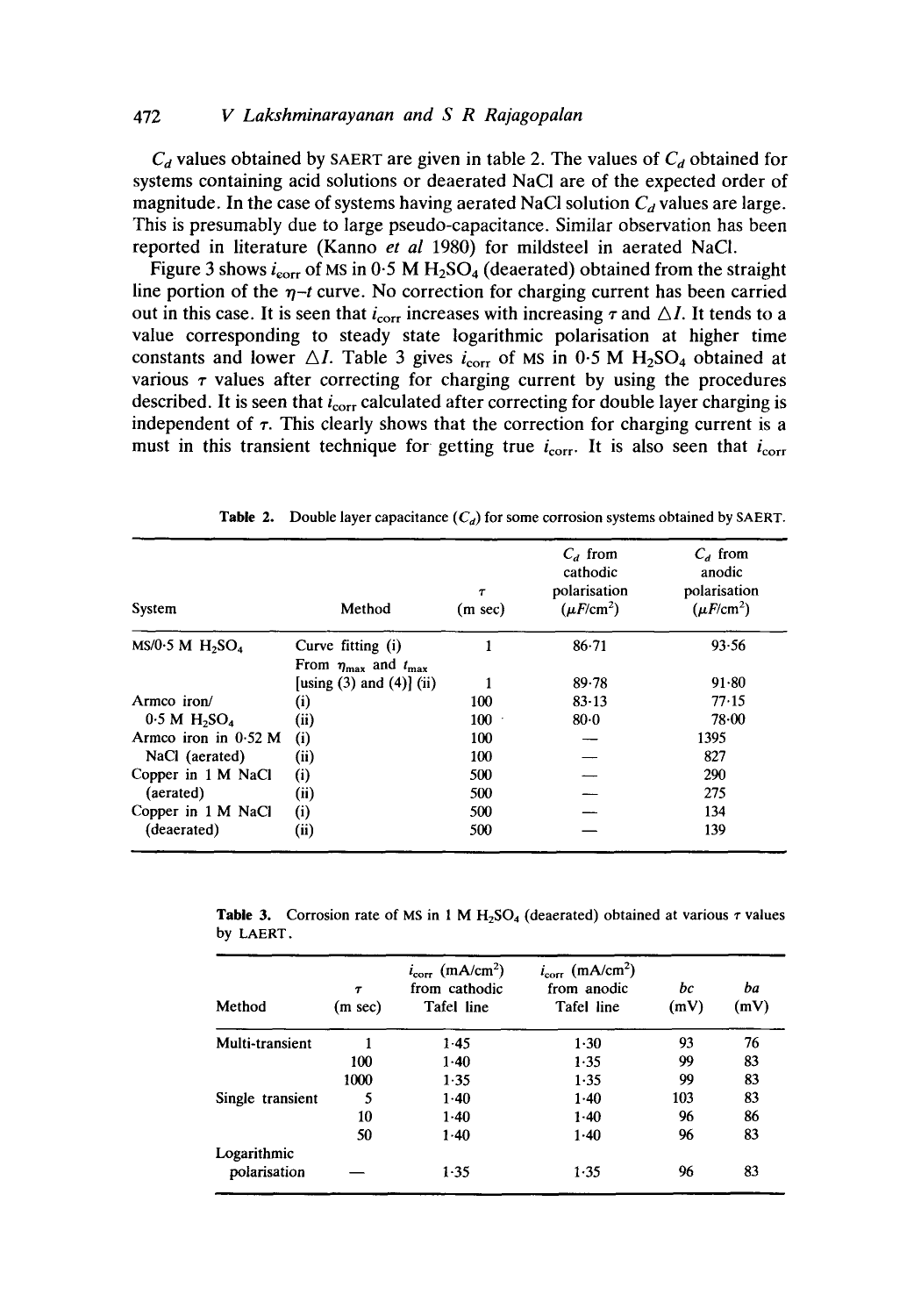$C_d$ values obtained by SAERT are given in table 2. The values of $C_d$ obtained for systems containing acid solutions or deaerated NaCl are of the expected order of magnitude. In the case of systems having aerated NaCl solution $C_d$ values are large. This is presumably due to large pseudo-capacitance. Similar observation has been reported in literature (Kanno *et al* 1980) for mildsteel in aerated NaCl.

Figure 3 shows $i_{corr}$ of MS in 0·5 M $H_2SO_4$ (deaerated) obtained from the straight line portion of the $\eta$–$t$ curve. No correction for charging current has been carried out in this case. It is seen that $i_{corr}$ increases with increasing $\tau$ and $\triangle I$. It tends to a value corresponding to steady state logarithmic polarisation at higher time constants and lower $\triangle I$. Table 3 gives $i_{corr}$ of MS in 0·5 M $H_2SO_4$ obtained at various $\tau$ values after correcting for charging current by using the procedures described. It is seen that $i_{corr}$ calculated after correcting for double layer charging is independent of $\tau$. This clearly shows that the correction for charging current is a must in this transient technique for getting true $i_{corr}$. It is also seen that $i_{corr}$

**Table 2.** Double layer capacitance ($C_d$) for some corrosion systems obtained by SAERT.

| System | Method | $\tau$ (m sec) | $C_d$ from cathodic polarisation ($\mu F/cm^2$) | $C_d$ from anodic polarisation ($\mu F/cm^2$) |
|---|---|---|---|---|
| MS/0·5 M $H_2SO_4$ | Curve fitting (i) | 1 | 86·71 | 93·56 |
| | From $\eta_{max}$ and $t_{max}$ [using (3) and (4)] (ii) | 1 | 89·78 | 91·80 |
| Armco iron/ 0·5 M $H_2SO_4$ | (i) | 100 | 83·13 | 77·15 |
| | (ii) | 100 | 80·0 | 78·00 |
| Armco iron in 0·52 M NaCl (aerated) | (i) | 100 | — | 1395 |
| | (ii) | 100 | — | 827 |
| Copper in 1 M NaCl (aerated) | (i) | 500 | — | 290 |
| | (ii) | 500 | — | 275 |
| Copper in 1 M NaCl (deaerated) | (i) | 500 | — | 134 |
| | (ii) | 500 | — | 139 |

**Table 3.** Corrosion rate of MS in 1 M $H_2SO_4$ (deaerated) obtained at various $\tau$ values by LAERT.

| Method | $\tau$ (m sec) | $i_{corr}$ (mA/cm$^2$) from cathodic Tafel line | $i_{corr}$ (mA/cm$^2$) from anodic Tafel line | $bc$ (mV) | $ba$ (mV) |
|---|---|---|---|---|---|
| Multi-transient | 1 | 1·45 | 1·30 | 93 | 76 |
| | 100 | 1·40 | 1·35 | 99 | 83 |
| | 1000 | 1·35 | 1·35 | 99 | 83 |
| Single transient | 5 | 1·40 | 1·40 | 103 | 83 |
| | 10 | 1·40 | 1·40 | 96 | 86 |
| | 50 | 1·40 | 1·40 | 96 | 83 |
| Logarithmic polarisation | — | 1·35 | 1·35 | 96 | 83 |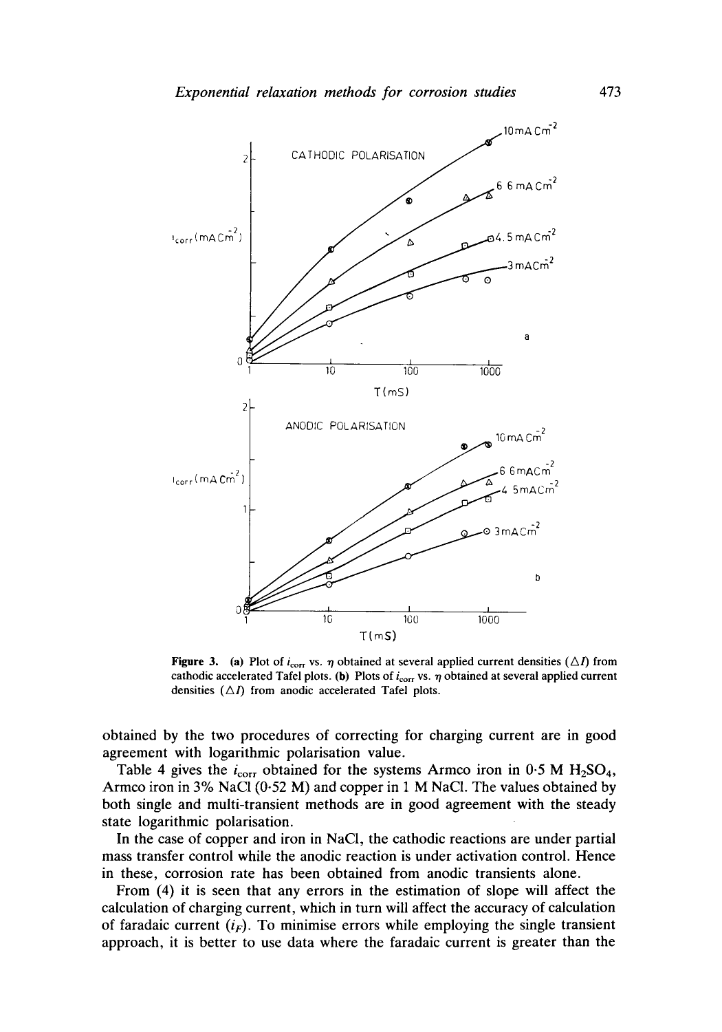**Figure 3.** **(a)** Plot of $i_{corr}$ vs. $\eta$ obtained at several applied current densities ($\Delta I$) from cathodic accelerated Tafel plots. **(b)** Plots of $i_{corr}$ vs. $\eta$ obtained at several applied current densities ($\Delta I$) from anodic accelerated Tafel plots.

obtained by the two procedures of correcting for charging current are in good agreement with logarithmic polarisation value.

Table 4 gives the $i_{corr}$ obtained for the systems Armco iron in 0·5 M $H_2SO_4$, Armco iron in 3% NaCl (0·52 M) and copper in 1 M NaCl. The values obtained by both single and multi-transient methods are in good agreement with the steady state logarithmic polarisation.

In the case of copper and iron in NaCl, the cathodic reactions are under partial mass transfer control while the anodic reaction is under activation control. Hence in these, corrosion rate has been obtained from anodic transients alone.

From (4) it is seen that any errors in the estimation of slope will affect the calculation of charging current, which in turn will affect the accuracy of calculation of faradaic current ($i_F$). To minimise errors while employing the single transient approach, it is better to use data where the faradaic current is greater than the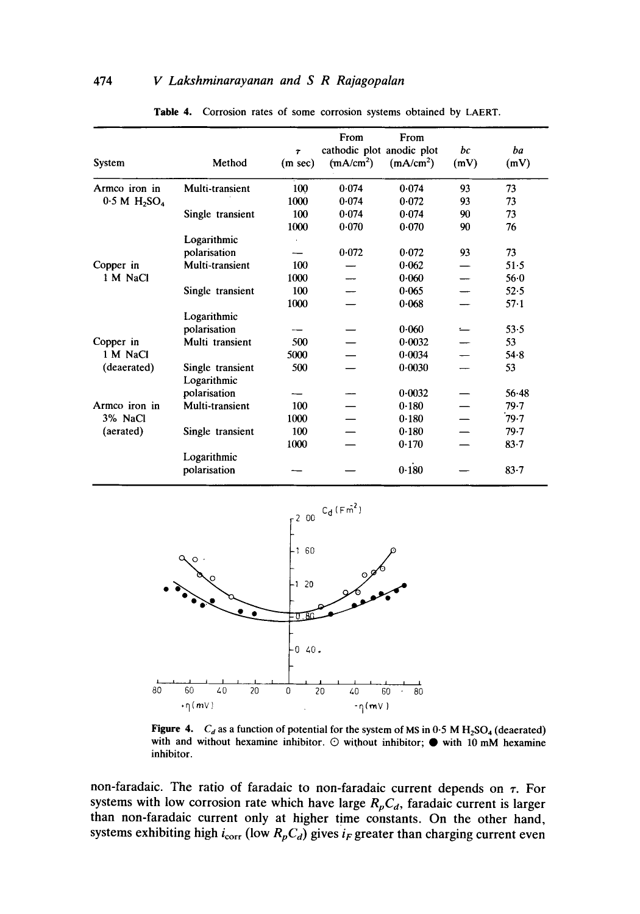**Table 4.** Corrosion rates of some corrosion systems obtained by LAERT.

| System | Method | $\tau$ (m sec) | From cathodic plot (mA/cm$^2$) | From anodic plot (mA/cm$^2$) | $bc$ (mV) | $ba$ (mV) |
|---|---|---|---|---|---|---|
| Armco iron in 0·5 M $H_2SO_4$ | Multi-transient | 100 | 0·074 | 0·074 | 93 | 73 |
| | | 1000 | 0·074 | 0·072 | 93 | 73 |
| | Single transient | 100 | 0·074 | 0·074 | 90 | 73 |
| | | 1000 | 0·070 | 0·070 | 90 | 76 |
| | Logarithmic polarisation | — | 0·072 | 0·072 | 93 | 73 |
| Copper in 1 M NaCl | Multi-transient | 100 | — | 0·062 | — | 51·5 |
| | | 1000 | — | 0·060 | — | 56·0 |
| | Single transient | 100 | — | 0·065 | — | 52·5 |
| | | 1000 | — | 0·068 | — | 57·1 |
| | Logarithmic polarisation | — | — | 0·060 | — | 53·5 |
| Copper in 1 M NaCl (deaerated) | Multi transient | 500 | — | 0·0032 | — | 53 |
| | | 5000 | — | 0·0034 | — | 54·8 |
| | Single transient | 500 | — | 0·0030 | — | 53 |
| | Logarithmic polarisation | — | — | 0·0032 | — | 56·48 |
| Armco iron in 3% NaCl (aerated) | Multi-transient | 100 | — | 0·180 | — | 79·7 |
| | | 1000 | — | 0·180 | — | 79·7 |
| | Single transient | 100 | — | 0·180 | — | 79·7 |
| | | 1000 | — | 0·170 | — | 83·7 |
| | Logarithmic polarisation | — | — | 0·180 | — | 83·7 |

**Figure 4.** $C_d$ as a function of potential for the system of MS in 0·5 M $H_2SO_4$ (deaerated) with and without hexamine inhibitor. ⊙ without inhibitor; ● with 10 mM hexamine inhibitor.

non-faradaic. The ratio of faradaic to non-faradaic current depends on $\tau$. For systems with low corrosion rate which have large $R_pC_d$, faradaic current is larger than non-faradaic current only at higher time constants. On the other hand, systems exhibiting high $i_{corr}$ (low $R_pC_d$) gives $i_F$ greater than charging current even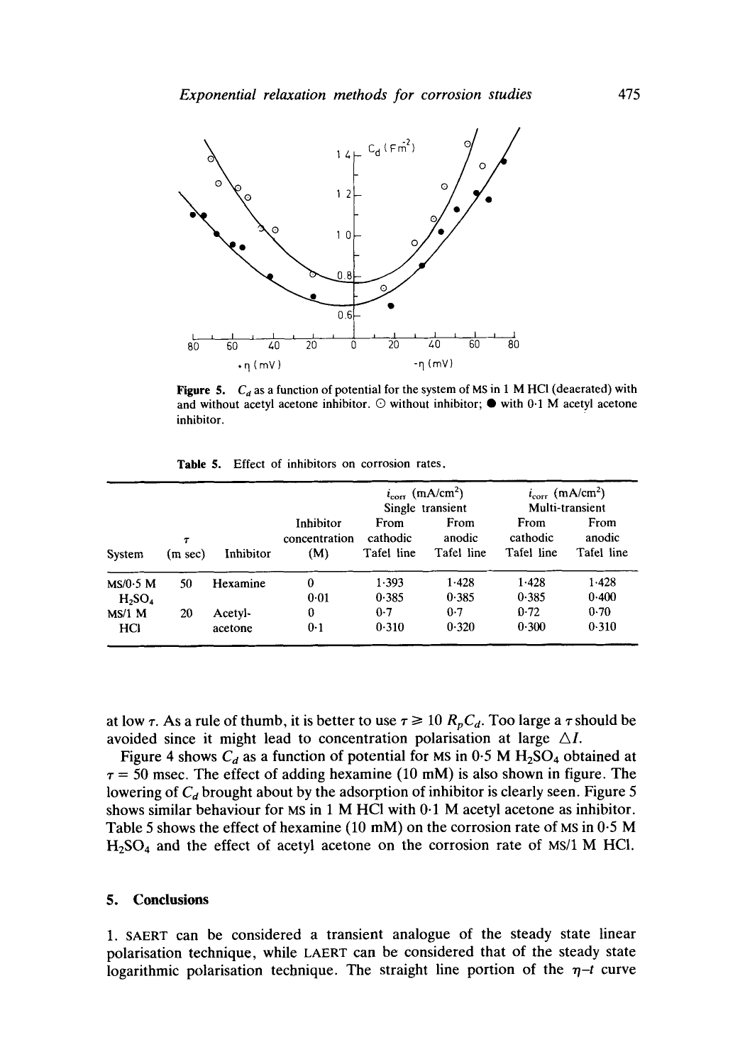**Figure 5.** $C_d$ as a function of potential for the system of MS in 1 M HCl (deaerated) with and without acetyl acetone inhibitor. ⊙ without inhibitor; ● with 0·1 M acetyl acetone inhibitor.

**Table 5.** Effect of inhibitors on corrosion rates.

| System | $\tau$ (m sec) | Inhibitor | Inhibitor concentration (M) | $i_{corr}$ (mA/cm$^2$) Single transient From cathodic Tafel line | From anodic Tafel line | $i_{corr}$ (mA/cm$^2$) Multi-transient From cathodic Tafel line | From anodic Tafel line |
|---|---|---|---|---|---|---|---|
| MS/0·5 M $H_2SO_4$ | 50 | Hexamine | 0 | 1·393 | 1·428 | 1·428 | 1·428 |
| | | | 0·01 | 0·385 | 0·385 | 0·385 | 0·400 |
| MS/1 M HCl | 20 | Acetyl-acetone | 0 | 0·7 | 0·7 | 0·72 | 0·70 |
| | | | 0·1 | 0·310 | 0·320 | 0·300 | 0·310 |

at low $\tau$. As a rule of thumb, it is better to use $\tau \geqslant 10\, R_p C_d$. Too large a $\tau$ should be avoided since it might lead to concentration polarisation at large $\Delta I$.

Figure 4 shows $C_d$ as a function of potential for MS in 0·5 M $H_2SO_4$ obtained at $\tau = 50$ msec. The effect of adding hexamine (10 mM) is also shown in figure. The lowering of $C_d$ brought about by the adsorption of inhibitor is clearly seen. Figure 5 shows similar behaviour for MS in 1 M HCl with 0·1 M acetyl acetone as inhibitor. Table 5 shows the effect of hexamine (10 mM) on the corrosion rate of MS in 0·5 M $H_2SO_4$ and the effect of acetyl acetone on the corrosion rate of MS/1 M HCl.

## 5. Conclusions

1. SAERT can be considered a transient analogue of the steady state linear polarisation technique, while LAERT can be considered that of the steady state logarithmic polarisation technique. The straight line portion of the $\eta$–$t$ curve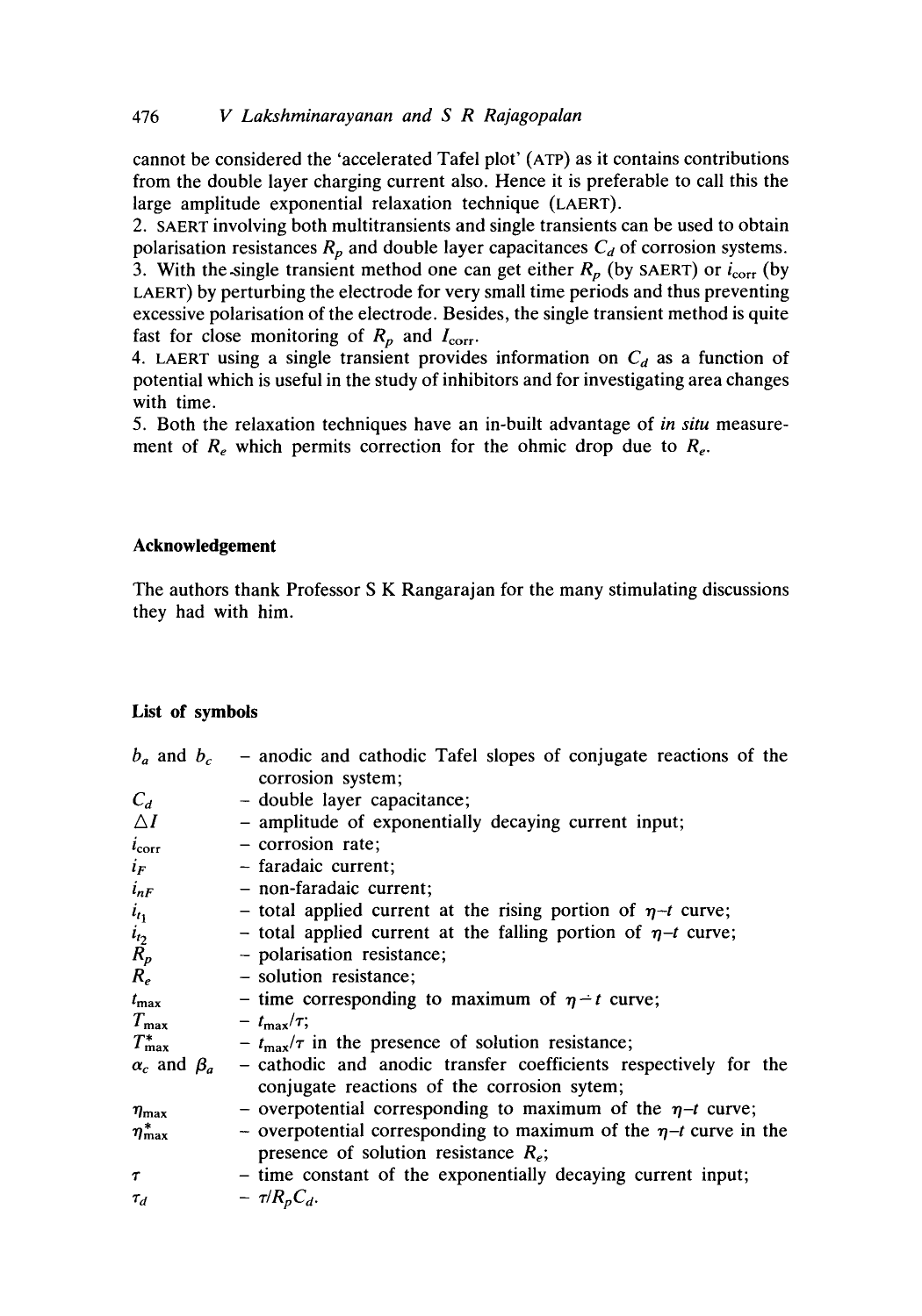cannot be considered the 'accelerated Tafel plot' (ATP) as it contains contributions from the double layer charging current also. Hence it is preferable to call this the large amplitude exponential relaxation technique (LAERT).

2. SAERT involving both multitransients and single transients can be used to obtain polarisation resistances $R_p$ and double layer capacitances $C_d$ of corrosion systems.

3. With the single transient method one can get either $R_p$ (by SAERT) or $i_{corr}$ (by LAERT) by perturbing the electrode for very small time periods and thus preventing excessive polarisation of the electrode. Besides, the single transient method is quite fast for close monitoring of $R_p$ and $I_{corr}$.

4. LAERT using a single transient provides information on $C_d$ as a function of potential which is useful in the study of inhibitors and for investigating area changes with time.

5. Both the relaxation techniques have an in-built advantage of *in situ* measurement of $R_e$ which permits correction for the ohmic drop due to $R_e$.

## Acknowledgement

The authors thank Professor S K Rangarajan for the many stimulating discussions they had with him.

## List of symbols

| | |
|---|---|
| $b_a$ and $b_c$ | – anodic and cathodic Tafel slopes of conjugate reactions of the corrosion system; |
| $C_d$ | – double layer capacitance; |
| $\Delta I$ | – amplitude of exponentially decaying current input; |
| $i_{corr}$ | – corrosion rate; |
| $i_F$ | – faradaic current; |
| $i_{nF}$ | – non-faradaic current; |
| $i_{t_1}$ | – total applied current at the rising portion of $\eta$–$t$ curve; |
| $i_{t_2}$ | – total applied current at the falling portion of $\eta$–$t$ curve; |
| $R_p$ | – polarisation resistance; |
| $R_e$ | – solution resistance; |
| $t_{max}$ | – time corresponding to maximum of $\eta$–$t$ curve; |
| $T_{max}$ | – $t_{max}/\tau$; |
| $T^*_{max}$ | – $t_{max}/\tau$ in the presence of solution resistance; |
| $\alpha_c$ and $\beta_a$ | – cathodic and anodic transfer coefficients respectively for the conjugate reactions of the corrosion sytem; |
| $\eta_{max}$ | – overpotential corresponding to maximum of the $\eta$–$t$ curve; |
| $\eta^*_{max}$ | – overpotential corresponding to maximum of the $\eta$–$t$ curve in the presence of solution resistance $R_e$; |
| $\tau$ | – time constant of the exponentially decaying current input; |
| $\tau_d$ | – $\tau/R_pC_d$. |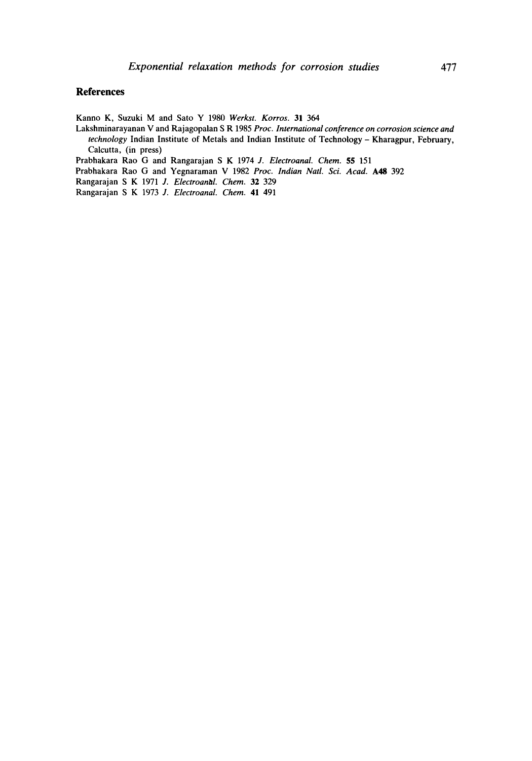## References

Kanno K, Suzuki M and Sato Y 1980 *Werkst. Korros.* **31** 364

Lakshminarayanan V and Rajagopalan S R 1985 *Proc. International conference on corrosion science and technology* Indian Institute of Metals and Indian Institute of Technology – Kharagpur, February, Calcutta, (in press)

Prabhakara Rao G and Rangarajan S K 1974 *J. Electroanal. Chem.* **55** 151

Prabhakara Rao G and Yegnaraman V 1982 *Proc. Indian Natl. Sci. Acad.* **A48** 392

Rangarajan S K 1971 *J. Electroanal. Chem.* **32** 329

Rangarajan S K 1973 *J. Electroanal. Chem.* **41** 491